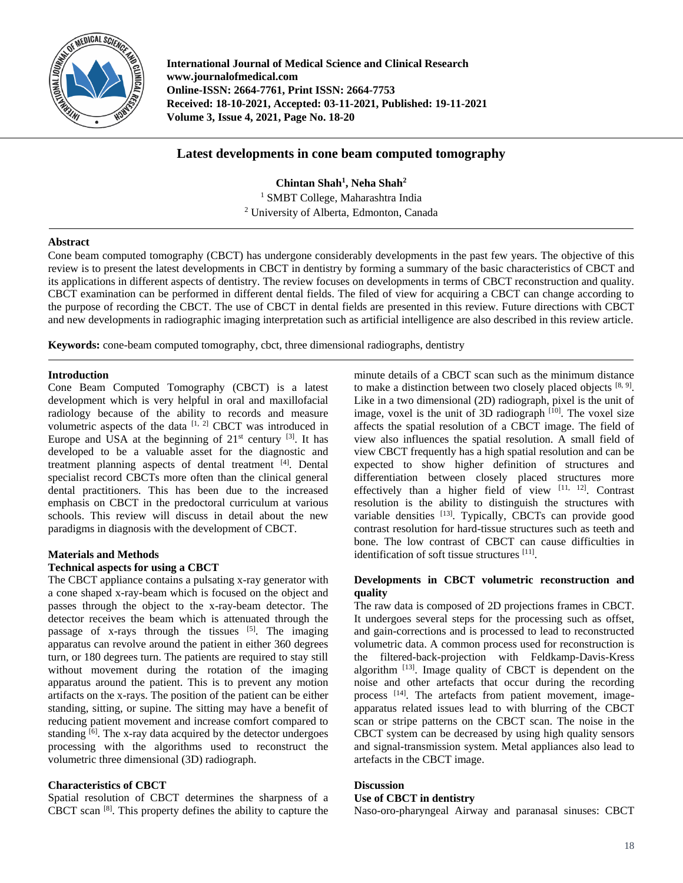# Latest developments in cone beam computed tomography

**Chintan Shah[1], Neha Shah[2]**

[1] SMBT College, Maharashtra India

[2] University of Alberta, Edmonton, Canada

## Abstract

Cone beam computed tomography (CBCT) has undergone considerably developments in the past few years. The objective of this review is to present the latest developments in CBCT in dentistry by forming a summary of the basic characteristics of CBCT and its applications in different aspects of dentistry. The review focuses on developments in terms of CBCT reconstruction and quality. CBCT examination can be performed in different dental fields. The filed of view for acquiring a CBCT can change according to the purpose of recording the CBCT. The use of CBCT in dental fields are presented in this review. Future directions with CBCT and new developments in radiographic imaging interpretation such as artificial intelligence are also described in this review article.

**Keywords:** cone-beam computed tomography, cbct, three dimensional radiographs, dentistry

## Introduction

Cone Beam Computed Tomography (CBCT) is a latest development which is very helpful in oral and maxillofacial radiology because of the ability to records and measure volumetric aspects of the data [1, 2] CBCT was introduced in Europe and USA at the beginning of 21st century [3]. It has developed to be a valuable asset for the diagnostic and treatment planning aspects of dental treatment [4]. Dental specialist record CBCTs more often than the clinical general dental practitioners. This has been due to the increased emphasis on CBCT in the predoctoral curriculum at various schools. This review will discuss in detail about the new paradigms in diagnosis with the development of CBCT.

## Materials and Methods

### Technical aspects for using a CBCT

The CBCT appliance contains a pulsating x-ray generator with a cone shaped x-ray-beam which is focused on the object and passes through the object to the x-ray-beam detector. The detector receives the beam which is attenuated through the passage of x-rays through the tissues [5]. The imaging apparatus can revolve around the patient in either 360 degrees turn, or 180 degrees turn. The patients are required to stay still without movement during the rotation of the imaging apparatus around the patient. This is to prevent any motion artifacts on the x-rays. The position of the patient can be either standing, sitting, or supine. The sitting may have a benefit of reducing patient movement and increase comfort compared to standing [6]. The x-ray data acquired by the detector undergoes processing with the algorithms used to reconstruct the volumetric three dimensional (3D) radiograph.

### Characteristics of CBCT

Spatial resolution of CBCT determines the sharpness of a CBCT scan [8]. This property defines the ability to capture the minute details of a CBCT scan such as the minimum distance to make a distinction between two closely placed objects [8, 9]. Like in a two dimensional (2D) radiograph, pixel is the unit of image, voxel is the unit of 3D radiograph [10]. The voxel size affects the spatial resolution of a CBCT image. The field of view also influences the spatial resolution. A small field of view CBCT frequently has a high spatial resolution and can be expected to show higher definition of structures and differentiation between closely placed structures more effectively than a higher field of view [11, 12]. Contrast resolution is the ability to distinguish the structures with variable densities [13]. Typically, CBCTs can provide good contrast resolution for hard-tissue structures such as teeth and bone. The low contrast of CBCT can cause difficulties in identification of soft tissue structures [11].

### Developments in CBCT volumetric reconstruction and quality

The raw data is composed of 2D projections frames in CBCT. It undergoes several steps for the processing such as offset, and gain-corrections and is processed to lead to reconstructed volumetric data. A common process used for reconstruction is the filtered-back-projection with Feldkamp-Davis-Kress algorithm [13]. Image quality of CBCT is dependent on the noise and other artefacts that occur during the recording process [14]. The artefacts from patient movement, image-apparatus related issues lead to with blurring of the CBCT scan or stripe patterns on the CBCT scan. The noise in the CBCT system can be decreased by using high quality sensors and signal-transmission system. Metal appliances also lead to artefacts in the CBCT image.

## Discussion

### Use of CBCT in dentistry

Naso-oro-pharyngeal Airway and paranasal sinuses: CBCT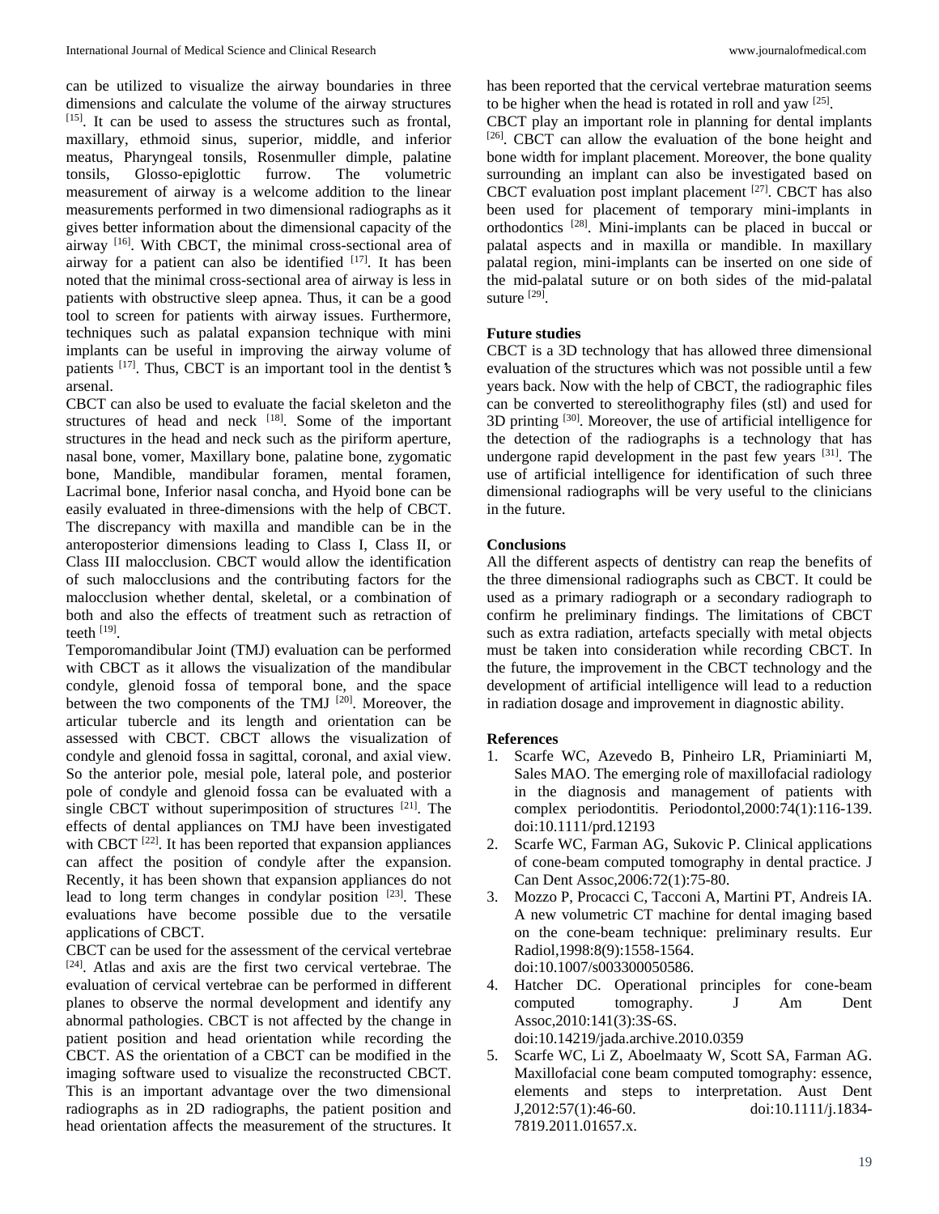can be utilized to visualize the airway boundaries in three dimensions and calculate the volume of the airway structures [15]. It can be used to assess the structures such as frontal, maxillary, ethmoid sinus, superior, middle, and inferior meatus, Pharyngeal tonsils, Rosenmuller dimple, palatine tonsils, Glosso-epiglottic furrow. The volumetric measurement of airway is a welcome addition to the linear measurements performed in two dimensional radiographs as it gives better information about the dimensional capacity of the airway [16]. With CBCT, the minimal cross-sectional area of airway for a patient can also be identified [17]. It has been noted that the minimal cross-sectional area of airway is less in patients with obstructive sleep apnea. Thus, it can be a good tool to screen for patients with airway issues. Furthermore, techniques such as palatal expansion technique with mini implants can be useful in improving the airway volume of patients [17]. Thus, CBCT is an important tool in the dentist's arsenal.

CBCT can also be used to evaluate the facial skeleton and the structures of head and neck [18]. Some of the important structures in the head and neck such as the piriform aperture, nasal bone, vomer, Maxillary bone, palatine bone, zygomatic bone, Mandible, mandibular foramen, mental foramen, Lacrimal bone, Inferior nasal concha, and Hyoid bone can be easily evaluated in three-dimensions with the help of CBCT. The discrepancy with maxilla and mandible can be in the anteroposterior dimensions leading to Class I, Class II, or Class III malocclusion. CBCT would allow the identification of such malocclusions and the contributing factors for the malocclusion whether dental, skeletal, or a combination of both and also the effects of treatment such as retraction of teeth [19].

Temporomandibular Joint (TMJ) evaluation can be performed with CBCT as it allows the visualization of the mandibular condyle, glenoid fossa of temporal bone, and the space between the two components of the TMJ [20]. Moreover, the articular tubercle and its length and orientation can be assessed with CBCT. CBCT allows the visualization of condyle and glenoid fossa in sagittal, coronal, and axial view. So the anterior pole, mesial pole, lateral pole, and posterior pole of condyle and glenoid fossa can be evaluated with a single CBCT without superimposition of structures [21]. The effects of dental appliances on TMJ have been investigated with CBCT [22]. It has been reported that expansion appliances can affect the position of condyle after the expansion. Recently, it has been shown that expansion appliances do not lead to long term changes in condylar position [23]. These evaluations have become possible due to the versatile applications of CBCT.

CBCT can be used for the assessment of the cervical vertebrae [24]. Atlas and axis are the first two cervical vertebrae. The evaluation of cervical vertebrae can be performed in different planes to observe the normal development and identify any abnormal pathologies. CBCT is not affected by the change in patient position and head orientation while recording the CBCT. AS the orientation of a CBCT can be modified in the imaging software used to visualize the reconstructed CBCT. This is an important advantage over the two dimensional radiographs as in 2D radiographs, the patient position and head orientation affects the measurement of the structures. It has been reported that the cervical vertebrae maturation seems to be higher when the head is rotated in roll and yaw [25].

CBCT play an important role in planning for dental implants [26]. CBCT can allow the evaluation of the bone height and bone width for implant placement. Moreover, the bone quality surrounding an implant can also be investigated based on CBCT evaluation post implant placement [27]. CBCT has also been used for placement of temporary mini-implants in orthodontics [28]. Mini-implants can be placed in buccal or palatal aspects and in maxilla or mandible. In maxillary palatal region, mini-implants can be inserted on one side of the mid-palatal suture or on both sides of the mid-palatal suture [29].

**Future studies**

CBCT is a 3D technology that has allowed three dimensional evaluation of the structures which was not possible until a few years back. Now with the help of CBCT, the radiographic files can be converted to stereolithography files (stl) and used for 3D printing [30]. Moreover, the use of artificial intelligence for the detection of the radiographs is a technology that has undergone rapid development in the past few years [31]. The use of artificial intelligence for identification of such three dimensional radiographs will be very useful to the clinicians in the future.

**Conclusions**

All the different aspects of dentistry can reap the benefits of the three dimensional radiographs such as CBCT. It could be used as a primary radiograph or a secondary radiograph to confirm he preliminary findings. The limitations of CBCT such as extra radiation, artefacts specially with metal objects must be taken into consideration while recording CBCT. In the future, the improvement in the CBCT technology and the development of artificial intelligence will lead to a reduction in radiation dosage and improvement in diagnostic ability.

**References**

1. Scarfe WC, Azevedo B, Pinheiro LR, Priaminiarti M, Sales MAO. The emerging role of maxillofacial radiology in the diagnosis and management of patients with complex periodontitis. Periodontol,2000:74(1):116-139. doi:10.1111/prd.12193
2. Scarfe WC, Farman AG, Sukovic P. Clinical applications of cone-beam computed tomography in dental practice. J Can Dent Assoc,2006:72(1):75-80.
3. Mozzo P, Procacci C, Tacconi A, Martini PT, Andreis IA. A new volumetric CT machine for dental imaging based on the cone-beam technique: preliminary results. Eur Radiol,1998:8(9):1558-1564. doi:10.1007/s003300050586.
4. Hatcher DC. Operational principles for cone-beam computed tomography. J Am Dent Assoc,2010:141(3):3S-6S. doi:10.14219/jada.archive.2010.0359
5. Scarfe WC, Li Z, Aboelmaaty W, Scott SA, Farman AG. Maxillofacial cone beam computed tomography: essence, elements and steps to interpretation. Aust Dent J,2012:57(1):46-60. doi:10.1111/j.1834-7819.2011.01657.x.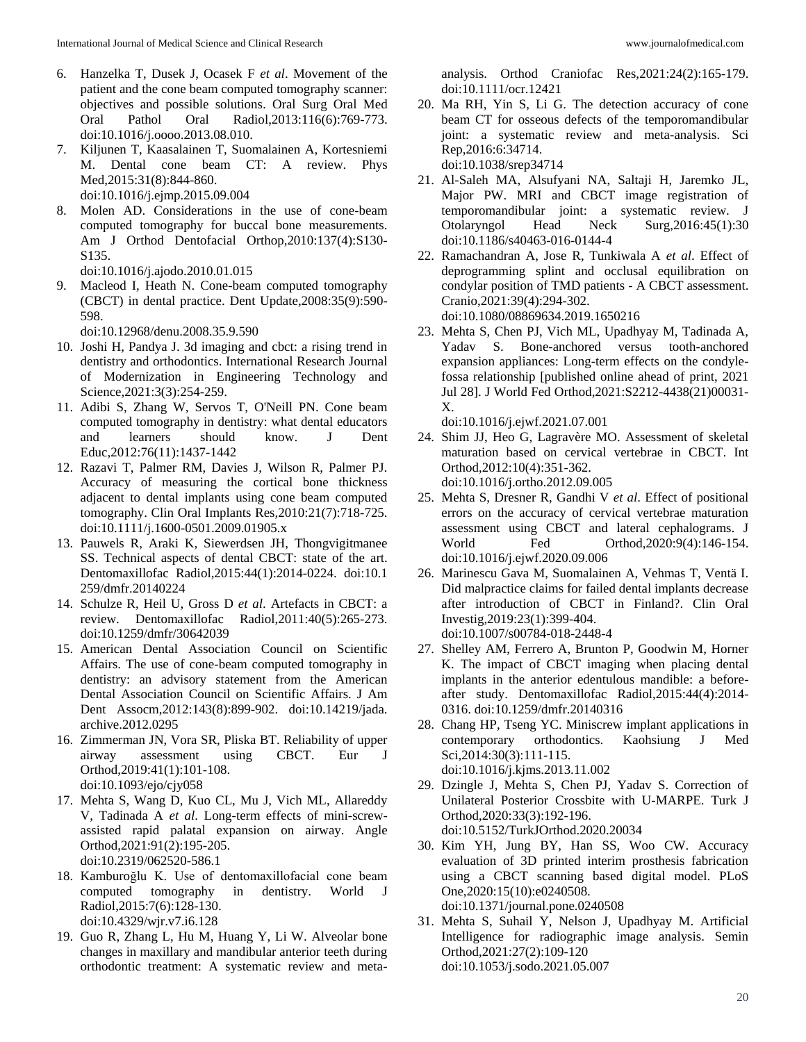6. Hanzelka T, Dusek J, Ocasek F *et al*. Movement of the patient and the cone beam computed tomography scanner: objectives and possible solutions. Oral Surg Oral Med Oral Pathol Oral Radiol,2013:116(6):769-773. doi:10.1016/j.oooo.2013.08.010.
7. Kiljunen T, Kaasalainen T, Suomalainen A, Kortesniemi M. Dental cone beam CT: A review. Phys Med,2015:31(8):844-860. doi:10.1016/j.ejmp.2015.09.004
8. Molen AD. Considerations in the use of cone-beam computed tomography for buccal bone measurements. Am J Orthod Dentofacial Orthop,2010:137(4):S130-S135. doi:10.1016/j.ajodo.2010.01.015
9. Macleod I, Heath N. Cone-beam computed tomography (CBCT) in dental practice. Dent Update,2008:35(9):590-598. doi:10.12968/denu.2008.35.9.590
10. Joshi H, Pandya J. 3d imaging and cbct: a rising trend in dentistry and orthodontics. International Research Journal of Modernization in Engineering Technology and Science,2021:3(3):254-259.
11. Adibi S, Zhang W, Servos T, O'Neill PN. Cone beam computed tomography in dentistry: what dental educators and learners should know. J Dent Educ,2012:76(11):1437-1442
12. Razavi T, Palmer RM, Davies J, Wilson R, Palmer PJ. Accuracy of measuring the cortical bone thickness adjacent to dental implants using cone beam computed tomography. Clin Oral Implants Res,2010:21(7):718-725. doi:10.1111/j.1600-0501.2009.01905.x
13. Pauwels R, Araki K, Siewerdsen JH, Thongvigitmanee SS. Technical aspects of dental CBCT: state of the art. Dentomaxillofac Radiol,2015:44(1):2014-0224. doi:10.1259/dmfr.20140224
14. Schulze R, Heil U, Gross D *et al*. Artefacts in CBCT: a review. Dentomaxillofac Radiol,2011:40(5):265-273. doi:10.1259/dmfr/30642039
15. American Dental Association Council on Scientific Affairs. The use of cone-beam computed tomography in dentistry: an advisory statement from the American Dental Association Council on Scientific Affairs. J Am Dent Assocm,2012:143(8):899-902. doi:10.14219/jada.archive.2012.0295
16. Zimmerman JN, Vora SR, Pliska BT. Reliability of upper airway assessment using CBCT. Eur J Orthod,2019:41(1):101-108. doi:10.1093/ejo/cjy058
17. Mehta S, Wang D, Kuo CL, Mu J, Vich ML, Allareddy V, Tadinada A *et al*. Long-term effects of mini-screw-assisted rapid palatal expansion on airway. Angle Orthod,2021:91(2):195-205. doi:10.2319/062520-586.1
18. Kamburoğlu K. Use of dentomaxillofacial cone beam computed tomography in dentistry. World J Radiol,2015:7(6):128-130. doi:10.4329/wjr.v7.i6.128
19. Guo R, Zhang L, Hu M, Huang Y, Li W. Alveolar bone changes in maxillary and mandibular anterior teeth during orthodontic treatment: A systematic review and meta-analysis. Orthod Craniofac Res,2021:24(2):165-179. doi:10.1111/ocr.12421
20. Ma RH, Yin S, Li G. The detection accuracy of cone beam CT for osseous defects of the temporomandibular joint: a systematic review and meta-analysis. Sci Rep,2016:6:34714. doi:10.1038/srep34714
21. Al-Saleh MA, Alsufyani NA, Saltaji H, Jaremko JL, Major PW. MRI and CBCT image registration of temporomandibular joint: a systematic review. J Otolaryngol Head Neck Surg,2016:45(1):30 doi:10.1186/s40463-016-0144-4
22. Ramachandran A, Jose R, Tunkiwala A *et al*. Effect of deprogramming splint and occlusal equilibration on condylar position of TMD patients - A CBCT assessment. Cranio,2021:39(4):294-302. doi:10.1080/08869634.2019.1650216
23. Mehta S, Chen PJ, Vich ML, Upadhyay M, Tadinada A, Yadav S. Bone-anchored versus tooth-anchored expansion appliances: Long-term effects on the condyle-fossa relationship [published online ahead of print, 2021 Jul 28]. J World Fed Orthod,2021:S2212-4438(21)00031-X. doi:10.1016/j.ejwf.2021.07.001
24. Shim JJ, Heo G, Lagravère MO. Assessment of skeletal maturation based on cervical vertebrae in CBCT. Int Orthod,2012:10(4):351-362. doi:10.1016/j.ortho.2012.09.005
25. Mehta S, Dresner R, Gandhi V *et al*. Effect of positional errors on the accuracy of cervical vertebrae maturation assessment using CBCT and lateral cephalograms. J World Fed Orthod,2020:9(4):146-154. doi:10.1016/j.ejwf.2020.09.006
26. Marinescu Gava M, Suomalainen A, Vehmas T, Ventä I. Did malpractice claims for failed dental implants decrease after introduction of CBCT in Finland?. Clin Oral Investig,2019:23(1):399-404. doi:10.1007/s00784-018-2448-4
27. Shelley AM, Ferrero A, Brunton P, Goodwin M, Horner K. The impact of CBCT imaging when placing dental implants in the anterior edentulous mandible: a before-after study. Dentomaxillofac Radiol,2015:44(4):2014-0316. doi:10.1259/dmfr.20140316
28. Chang HP, Tseng YC. Miniscrew implant applications in contemporary orthodontics. Kaohsiung J Med Sci,2014:30(3):111-115. doi:10.1016/j.kjms.2013.11.002
29. Dzingle J, Mehta S, Chen PJ, Yadav S. Correction of Unilateral Posterior Crossbite with U-MARPE. Turk J Orthod,2020:33(3):192-196. doi:10.5152/TurkJOrthod.2020.20034
30. Kim YH, Jung BY, Han SS, Woo CW. Accuracy evaluation of 3D printed interim prosthesis fabrication using a CBCT scanning based digital model. PLoS One,2020:15(10):e0240508. doi:10.1371/journal.pone.0240508
31. Mehta S, Suhail Y, Nelson J, Upadhyay M. Artificial Intelligence for radiographic image analysis. Semin Orthod,2021:27(2):109-120 doi:10.1053/j.sodo.2021.05.007